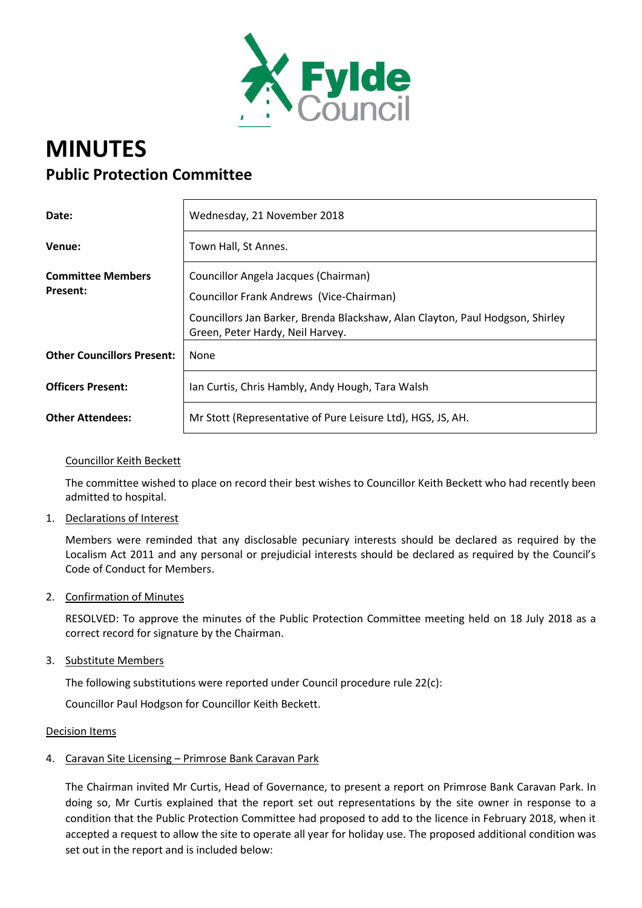# MINUTES

## Public Protection Committee

| | |
|---|---|
| **Date:** | Wednesday, 21 November 2018 |
| **Venue:** | Town Hall, St Annes. |
| **Committee Members Present:** | Councillor Angela Jacques (Chairman)<br>Councillor Frank Andrews (Vice-Chairman)<br>Councillors Jan Barker, Brenda Blackshaw, Alan Clayton, Paul Hodgson, Shirley Green, Peter Hardy, Neil Harvey. |
| **Other Councillors Present:** | None |
| **Officers Present:** | Ian Curtis, Chris Hambly, Andy Hough, Tara Walsh |
| **Other Attendees:** | Mr Stott (Representative of Pure Leisure Ltd), HGS, JS, AH. |

Councillor Keith Beckett

The committee wished to place on record their best wishes to Councillor Keith Beckett who had recently been admitted to hospital.

1. Declarations of Interest

   Members were reminded that any disclosable pecuniary interests should be declared as required by the Localism Act 2011 and any personal or prejudicial interests should be declared as required by the Council's Code of Conduct for Members.

2. Confirmation of Minutes

   RESOLVED: To approve the minutes of the Public Protection Committee meeting held on 18 July 2018 as a correct record for signature by the Chairman.

3. Substitute Members

   The following substitutions were reported under Council procedure rule 22(c):

   Councillor Paul Hodgson for Councillor Keith Beckett.

Decision Items

4. Caravan Site Licensing – Primrose Bank Caravan Park

   The Chairman invited Mr Curtis, Head of Governance, to present a report on Primrose Bank Caravan Park. In doing so, Mr Curtis explained that the report set out representations by the site owner in response to a condition that the Public Protection Committee had proposed to add to the licence in February 2018, when it accepted a request to allow the site to operate all year for holiday use. The proposed additional condition was set out in the report and is included below: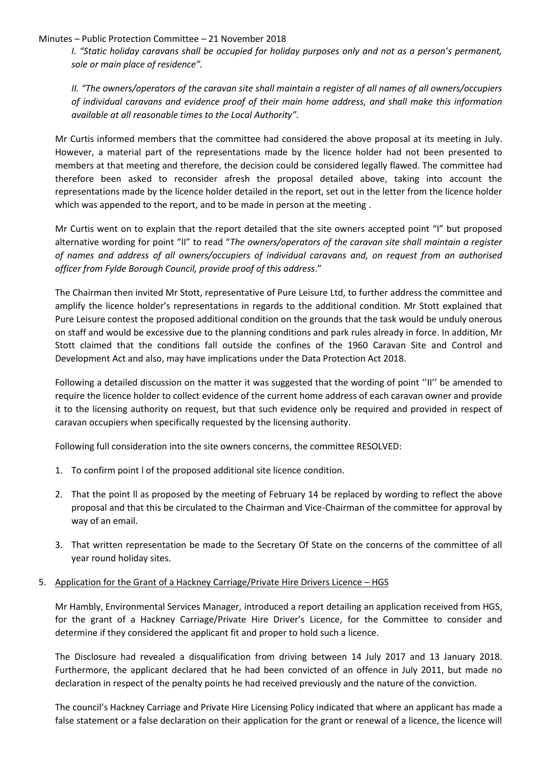*I. "Static holiday caravans shall be occupied for holiday purposes only and not as a person's permanent, sole or main place of residence".*

*II. "The owners/operators of the caravan site shall maintain a register of all names of all owners/occupiers of individual caravans and evidence proof of their main home address, and shall make this information available at all reasonable times to the Local Authority".*

Mr Curtis informed members that the committee had considered the above proposal at its meeting in July. However, a material part of the representations made by the licence holder had not been presented to members at that meeting and therefore, the decision could be considered legally flawed. The committee had therefore been asked to reconsider afresh the proposal detailed above, taking into account the representations made by the licence holder detailed in the report, set out in the letter from the licence holder which was appended to the report, and to be made in person at the meeting .

Mr Curtis went on to explain that the report detailed that the site owners accepted point "I" but proposed alternative wording for point "II" to read "*The owners/operators of the caravan site shall maintain a register of names and address of all owners/occupiers of individual caravans and, on request from an authorised officer from Fylde Borough Council, provide proof of this address*."

The Chairman then invited Mr Stott, representative of Pure Leisure Ltd, to further address the committee and amplify the licence holder's representations in regards to the additional condition. Mr Stott explained that Pure Leisure contest the proposed additional condition on the grounds that the task would be unduly onerous on staff and would be excessive due to the planning conditions and park rules already in force. In addition, Mr Stott claimed that the conditions fall outside the confines of the 1960 Caravan Site and Control and Development Act and also, may have implications under the Data Protection Act 2018.

Following a detailed discussion on the matter it was suggested that the wording of point ''II'' be amended to require the licence holder to collect evidence of the current home address of each caravan owner and provide it to the licensing authority on request, but that such evidence only be required and provided in respect of caravan occupiers when specifically requested by the licensing authority.

Following full consideration into the site owners concerns, the committee RESOLVED:

1. To confirm point l of the proposed additional site licence condition.
2. That the point ll as proposed by the meeting of February 14 be replaced by wording to reflect the above proposal and that this be circulated to the Chairman and Vice-Chairman of the committee for approval by way of an email.
3. That written representation be made to the Secretary Of State on the concerns of the committee of all year round holiday sites.

5. Application for the Grant of a Hackney Carriage/Private Hire Drivers Licence – HGS

Mr Hambly, Environmental Services Manager, introduced a report detailing an application received from HGS, for the grant of a Hackney Carriage/Private Hire Driver's Licence, for the Committee to consider and determine if they considered the applicant fit and proper to hold such a licence.

The Disclosure had revealed a disqualification from driving between 14 July 2017 and 13 January 2018. Furthermore, the applicant declared that he had been convicted of an offence in July 2011, but made no declaration in respect of the penalty points he had received previously and the nature of the conviction.

The council's Hackney Carriage and Private Hire Licensing Policy indicated that where an applicant has made a false statement or a false declaration on their application for the grant or renewal of a licence, the licence will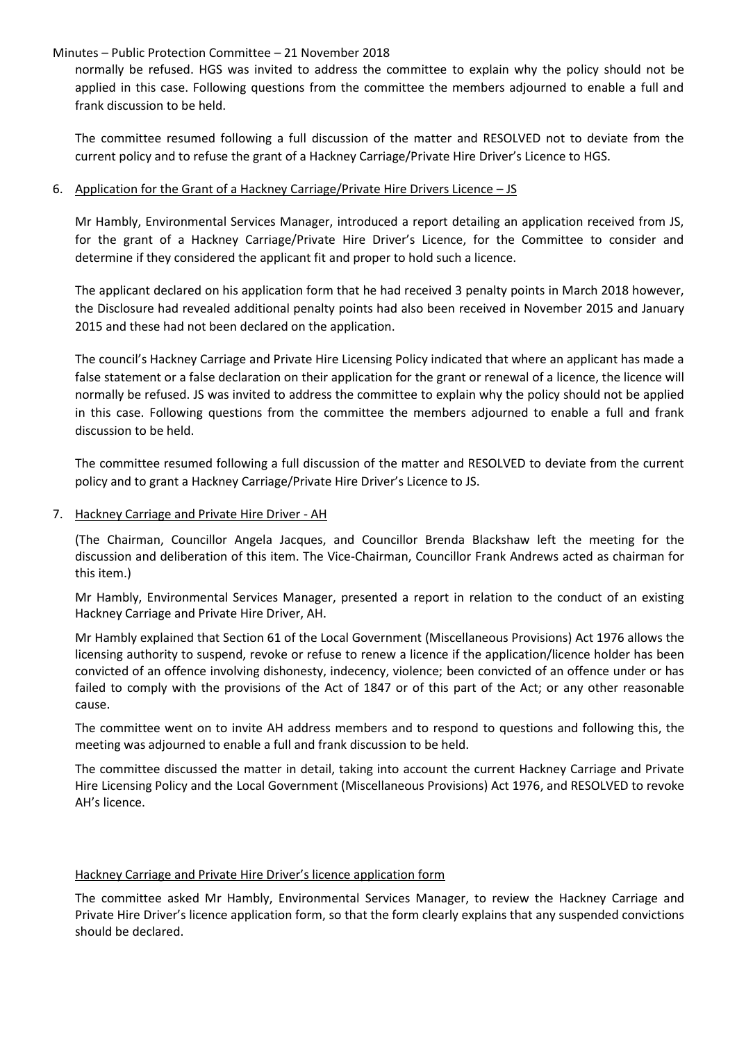normally be refused. HGS was invited to address the committee to explain why the policy should not be applied in this case. Following questions from the committee the members adjourned to enable a full and frank discussion to be held.

The committee resumed following a full discussion of the matter and RESOLVED not to deviate from the current policy and to refuse the grant of a Hackney Carriage/Private Hire Driver's Licence to HGS.

6. Application for the Grant of a Hackney Carriage/Private Hire Drivers Licence – JS

Mr Hambly, Environmental Services Manager, introduced a report detailing an application received from JS, for the grant of a Hackney Carriage/Private Hire Driver's Licence, for the Committee to consider and determine if they considered the applicant fit and proper to hold such a licence.

The applicant declared on his application form that he had received 3 penalty points in March 2018 however, the Disclosure had revealed additional penalty points had also been received in November 2015 and January 2015 and these had not been declared on the application.

The council's Hackney Carriage and Private Hire Licensing Policy indicated that where an applicant has made a false statement or a false declaration on their application for the grant or renewal of a licence, the licence will normally be refused. JS was invited to address the committee to explain why the policy should not be applied in this case. Following questions from the committee the members adjourned to enable a full and frank discussion to be held.

The committee resumed following a full discussion of the matter and RESOLVED to deviate from the current policy and to grant a Hackney Carriage/Private Hire Driver's Licence to JS.

7. Hackney Carriage and Private Hire Driver - AH

(The Chairman, Councillor Angela Jacques, and Councillor Brenda Blackshaw left the meeting for the discussion and deliberation of this item. The Vice-Chairman, Councillor Frank Andrews acted as chairman for this item.)

Mr Hambly, Environmental Services Manager, presented a report in relation to the conduct of an existing Hackney Carriage and Private Hire Driver, AH.

Mr Hambly explained that Section 61 of the Local Government (Miscellaneous Provisions) Act 1976 allows the licensing authority to suspend, revoke or refuse to renew a licence if the application/licence holder has been convicted of an offence involving dishonesty, indecency, violence; been convicted of an offence under or has failed to comply with the provisions of the Act of 1847 or of this part of the Act; or any other reasonable cause.

The committee went on to invite AH address members and to respond to questions and following this, the meeting was adjourned to enable a full and frank discussion to be held.

The committee discussed the matter in detail, taking into account the current Hackney Carriage and Private Hire Licensing Policy and the Local Government (Miscellaneous Provisions) Act 1976, and RESOLVED to revoke AH's licence.

Hackney Carriage and Private Hire Driver's licence application form

The committee asked Mr Hambly, Environmental Services Manager, to review the Hackney Carriage and Private Hire Driver's licence application form, so that the form clearly explains that any suspended convictions should be declared.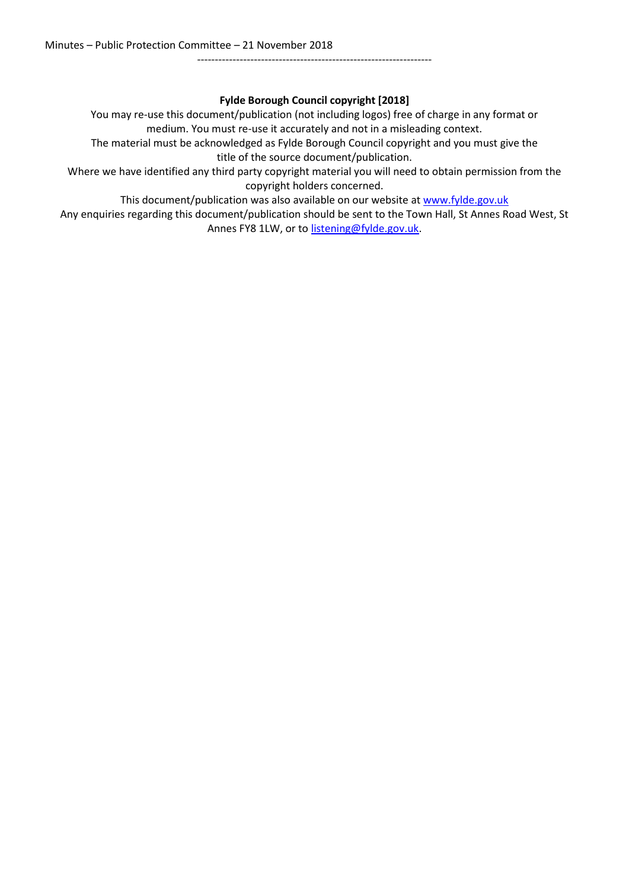**Fylde Borough Council copyright [2018]**

You may re-use this document/publication (not including logos) free of charge in any format or medium. You must re-use it accurately and not in a misleading context.

The material must be acknowledged as Fylde Borough Council copyright and you must give the title of the source document/publication.

Where we have identified any third party copyright material you will need to obtain permission from the copyright holders concerned.

This document/publication was also available on our website at [www.fylde.gov.uk](http://www.fylde.gov.uk)

Any enquiries regarding this document/publication should be sent to the Town Hall, St Annes Road West, St Annes FY8 1LW, or to [listening@fylde.gov.uk](mailto:listening@fylde.gov.uk).